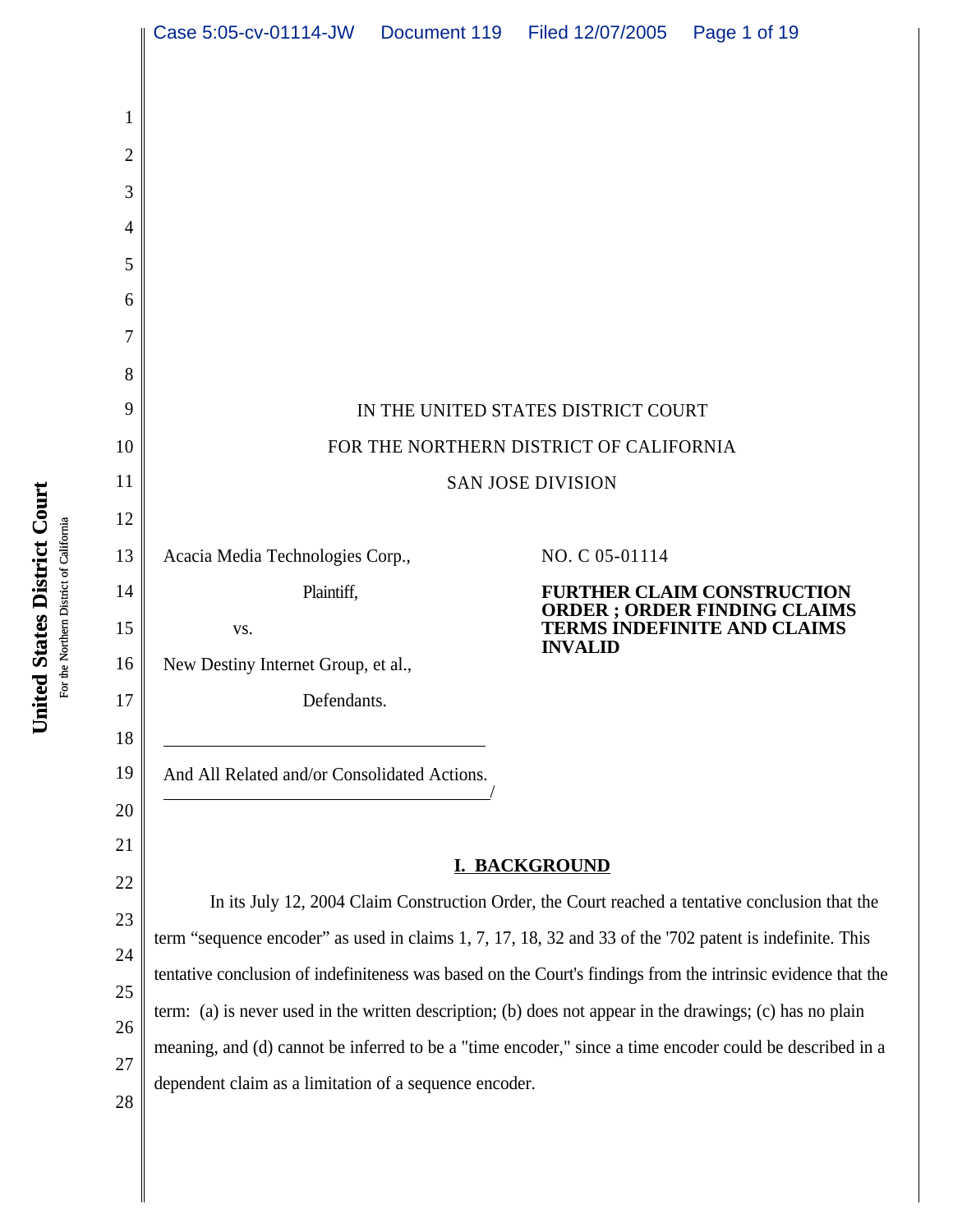IN THE UNITED STATES DISTRICT COURT

FOR THE NORTHERN DISTRICT OF CALIFORNIA

SAN JOSE DIVISION

Acacia Media Technologies Corp.,

Plaintiff,

vs.

New Destiny Internet Group, et al.,

Defendants.

And All Related and/or Consolidated Actions.

NO. C 05-01114

**FURTHER CLAIM CONSTRUCTION ORDER ; ORDER FINDING CLAIMS TERMS INDEFINITE AND CLAIMS INVALID**

## I. BACKGROUND

In its July 12, 2004 Claim Construction Order, the Court reached a tentative conclusion that the term "sequence encoder" as used in claims 1, 7, 17, 18, 32 and 33 of the '702 patent is indefinite. This tentative conclusion of indefiniteness was based on the Court's findings from the intrinsic evidence that the term: (a) is never used in the written description; (b) does not appear in the drawings; (c) has no plain meaning, and (d) cannot be inferred to be a "time encoder," since a time encoder could be described in a dependent claim as a limitation of a sequence encoder.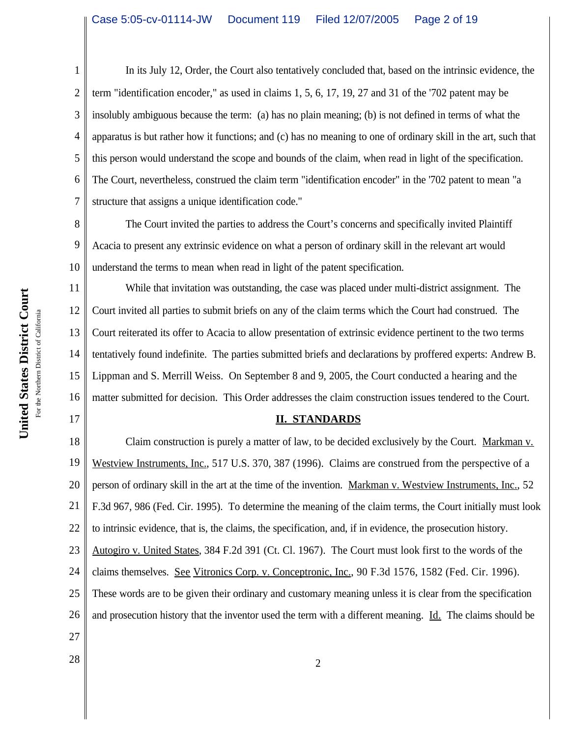In its July 12, Order, the Court also tentatively concluded that, based on the intrinsic evidence, the term "identification encoder," as used in claims 1, 5, 6, 17, 19, 27 and 31 of the '702 patent may be insolubly ambiguous because the term: (a) has no plain meaning; (b) is not defined in terms of what the apparatus is but rather how it functions; and (c) has no meaning to one of ordinary skill in the art, such that this person would understand the scope and bounds of the claim, when read in light of the specification. The Court, nevertheless, construed the claim term "identification encoder" in the '702 patent to mean "a structure that assigns a unique identification code."

The Court invited the parties to address the Court's concerns and specifically invited Plaintiff Acacia to present any extrinsic evidence on what a person of ordinary skill in the relevant art would understand the terms to mean when read in light of the patent specification.

While that invitation was outstanding, the case was placed under multi-district assignment. The Court invited all parties to submit briefs on any of the claim terms which the Court had construed. The Court reiterated its offer to Acacia to allow presentation of extrinsic evidence pertinent to the two terms tentatively found indefinite. The parties submitted briefs and declarations by proffered experts: Andrew B. Lippman and S. Merrill Weiss. On September 8 and 9, 2005, the Court conducted a hearing and the matter submitted for decision. This Order addresses the claim construction issues tendered to the Court.

## II. STANDARDS

Claim construction is purely a matter of law, to be decided exclusively by the Court. Markman v. Westview Instruments, Inc., 517 U.S. 370, 387 (1996). Claims are construed from the perspective of a person of ordinary skill in the art at the time of the invention. Markman v. Westview Instruments, Inc., 52 F.3d 967, 986 (Fed. Cir. 1995). To determine the meaning of the claim terms, the Court initially must look to intrinsic evidence, that is, the claims, the specification, and, if in evidence, the prosecution history. Autogiro v. United States, 384 F.2d 391 (Ct. Cl. 1967). The Court must look first to the words of the claims themselves. See Vitronics Corp. v. Conceptronic, Inc., 90 F.3d 1576, 1582 (Fed. Cir. 1996). These words are to be given their ordinary and customary meaning unless it is clear from the specification and prosecution history that the inventor used the term with a different meaning. Id. The claims should be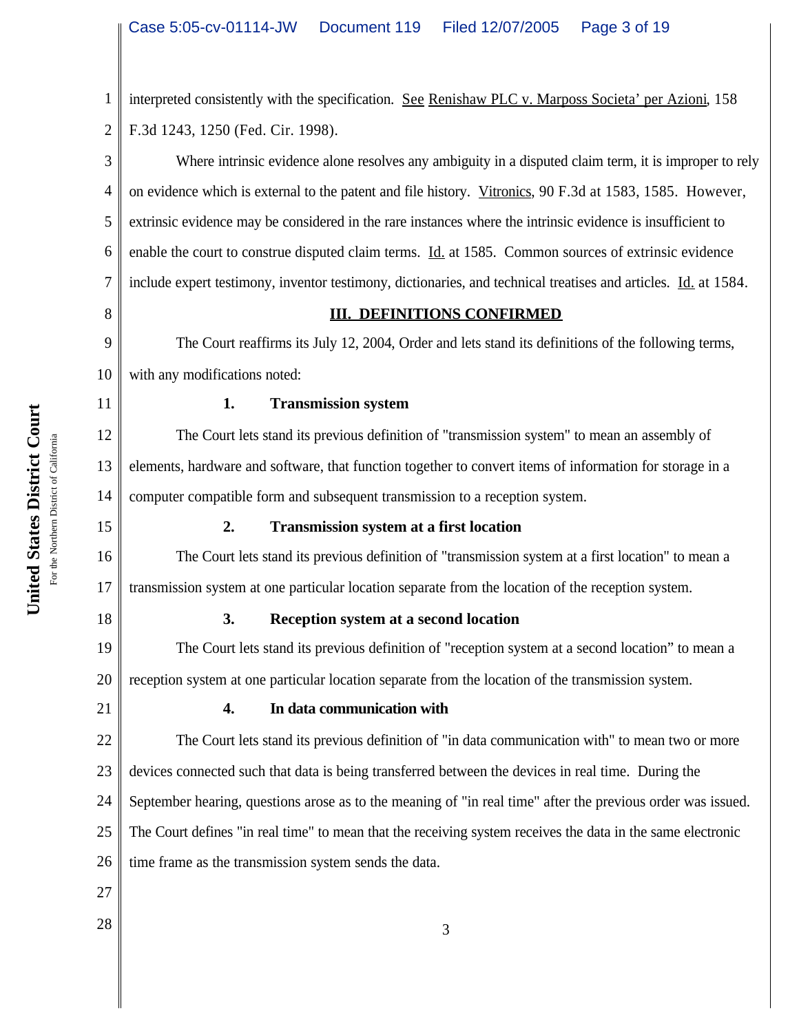interpreted consistently with the specification. See Renishaw PLC v. Marposs Societa' per Azioni, 158 F.3d 1243, 1250 (Fed. Cir. 1998).

Where intrinsic evidence alone resolves any ambiguity in a disputed claim term, it is improper to rely on evidence which is external to the patent and file history. Vitronics, 90 F.3d at 1583, 1585. However, extrinsic evidence may be considered in the rare instances where the intrinsic evidence is insufficient to enable the court to construe disputed claim terms. Id. at 1585. Common sources of extrinsic evidence include expert testimony, inventor testimony, dictionaries, and technical treatises and articles. Id. at 1584.

## III. DEFINITIONS CONFIRMED

The Court reaffirms its July 12, 2004, Order and lets stand its definitions of the following terms, with any modifications noted:

### 1. Transmission system

The Court lets stand its previous definition of "transmission system" to mean an assembly of elements, hardware and software, that function together to convert items of information for storage in a computer compatible form and subsequent transmission to a reception system.

### 2. Transmission system at a first location

The Court lets stand its previous definition of "transmission system at a first location" to mean a transmission system at one particular location separate from the location of the reception system.

### 3. Reception system at a second location

The Court lets stand its previous definition of "reception system at a second location" to mean a reception system at one particular location separate from the location of the transmission system.

### 4. In data communication with

The Court lets stand its previous definition of "in data communication with" to mean two or more devices connected such that data is being transferred between the devices in real time. During the September hearing, questions arose as to the meaning of "in real time" after the previous order was issued. The Court defines "in real time" to mean that the receiving system receives the data in the same electronic time frame as the transmission system sends the data.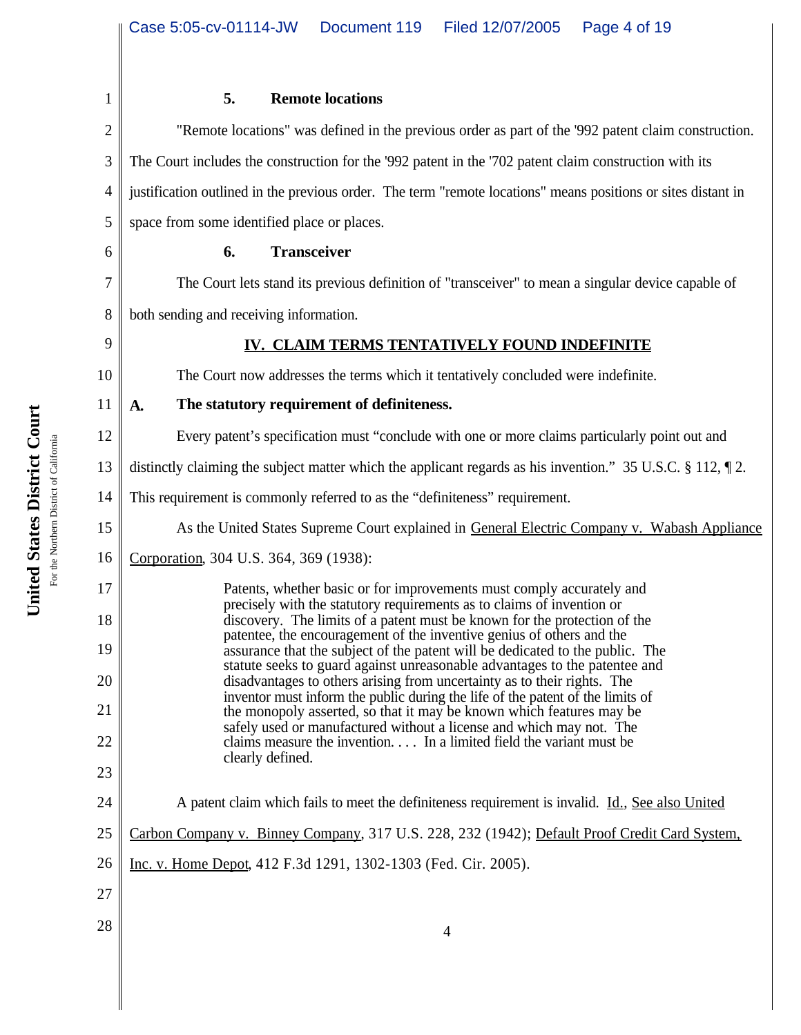### 5. Remote locations

"Remote locations" was defined in the previous order as part of the '992 patent claim construction. The Court includes the construction for the '992 patent in the '702 patent claim construction with its justification outlined in the previous order. The term "remote locations" means positions or sites distant in space from some identified place or places.

### 6. Transceiver

The Court lets stand its previous definition of "transceiver" to mean a singular device capable of both sending and receiving information.

## IV. CLAIM TERMS TENTATIVELY FOUND INDEFINITE

The Court now addresses the terms which it tentatively concluded were indefinite.

### A. The statutory requirement of definiteness.

Every patent's specification must "conclude with one or more claims particularly point out and distinctly claiming the subject matter which the applicant regards as his invention." 35 U.S.C. § 112, ¶ 2. This requirement is commonly referred to as the "definiteness" requirement.

As the United States Supreme Court explained in General Electric Company v. Wabash Appliance Corporation, 304 U.S. 364, 369 (1938):

> Patents, whether basic or for improvements must comply accurately and precisely with the statutory requirements as to claims of invention or discovery. The limits of a patent must be known for the protection of the patentee, the encouragement of the inventive genius of others and the assurance that the subject of the patent will be dedicated to the public. The statute seeks to guard against unreasonable advantages to the patentee and disadvantages to others arising from uncertainty as to their rights. The inventor must inform the public during the life of the patent of the limits of the monopoly asserted, so that it may be known which features may be safely used or manufactured without a license and which may not. The claims measure the invention. . . . In a limited field the variant must be clearly defined.

A patent claim which fails to meet the definiteness requirement is invalid. Id., See also United Carbon Company v. Binney Company, 317 U.S. 228, 232 (1942); Default Proof Credit Card System, Inc. v. Home Depot, 412 F.3d 1291, 1302-1303 (Fed. Cir. 2005).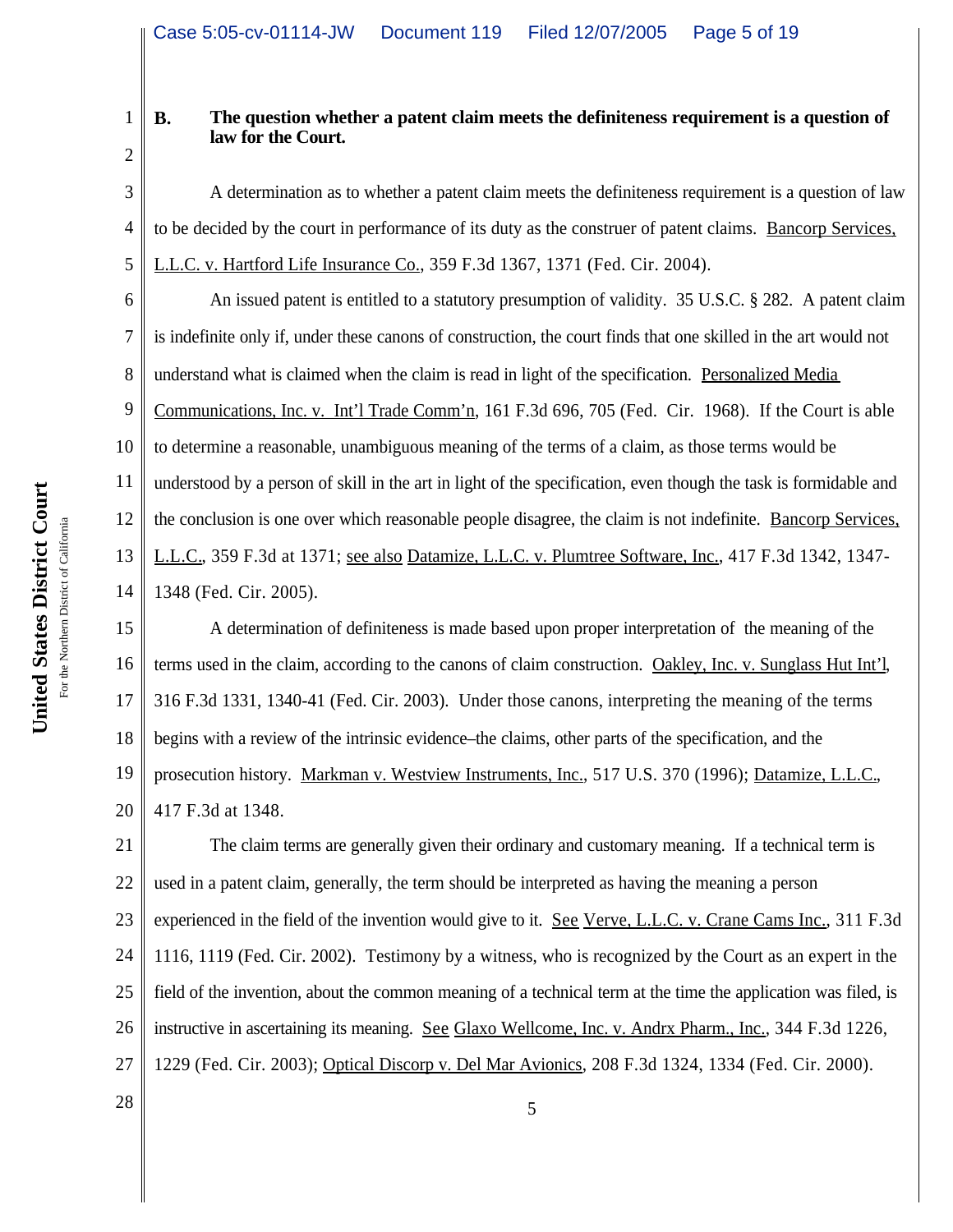**B. The question whether a patent claim meets the definiteness requirement is a question of law for the Court.**

A determination as to whether a patent claim meets the definiteness requirement is a question of law to be decided by the court in performance of its duty as the construer of patent claims. Bancorp Services, L.L.C. v. Hartford Life Insurance Co., 359 F.3d 1367, 1371 (Fed. Cir. 2004).

An issued patent is entitled to a statutory presumption of validity. 35 U.S.C. § 282. A patent claim is indefinite only if, under these canons of construction, the court finds that one skilled in the art would not understand what is claimed when the claim is read in light of the specification. Personalized Media Communications, Inc. v. Int'l Trade Comm'n, 161 F.3d 696, 705 (Fed. Cir. 1968). If the Court is able to determine a reasonable, unambiguous meaning of the terms of a claim, as those terms would be understood by a person of skill in the art in light of the specification, even though the task is formidable and the conclusion is one over which reasonable people disagree, the claim is not indefinite. Bancorp Services, L.L.C., 359 F.3d at 1371; see also Datamize, L.L.C. v. Plumtree Software, Inc., 417 F.3d 1342, 1347-1348 (Fed. Cir. 2005).

A determination of definiteness is made based upon proper interpretation of the meaning of the terms used in the claim, according to the canons of claim construction. Oakley, Inc. v. Sunglass Hut Int'l, 316 F.3d 1331, 1340-41 (Fed. Cir. 2003). Under those canons, interpreting the meaning of the terms begins with a review of the intrinsic evidence–the claims, other parts of the specification, and the prosecution history. Markman v. Westview Instruments, Inc., 517 U.S. 370 (1996); Datamize, L.L.C., 417 F.3d at 1348.

The claim terms are generally given their ordinary and customary meaning. If a technical term is used in a patent claim, generally, the term should be interpreted as having the meaning a person experienced in the field of the invention would give to it. See Verve, L.L.C. v. Crane Cams Inc., 311 F.3d 1116, 1119 (Fed. Cir. 2002). Testimony by a witness, who is recognized by the Court as an expert in the field of the invention, about the common meaning of a technical term at the time the application was filed, is instructive in ascertaining its meaning. See Glaxo Wellcome, Inc. v. Andrx Pharm., Inc., 344 F.3d 1226, 1229 (Fed. Cir. 2003); Optical Discorp v. Del Mar Avionics, 208 F.3d 1324, 1334 (Fed. Cir. 2000).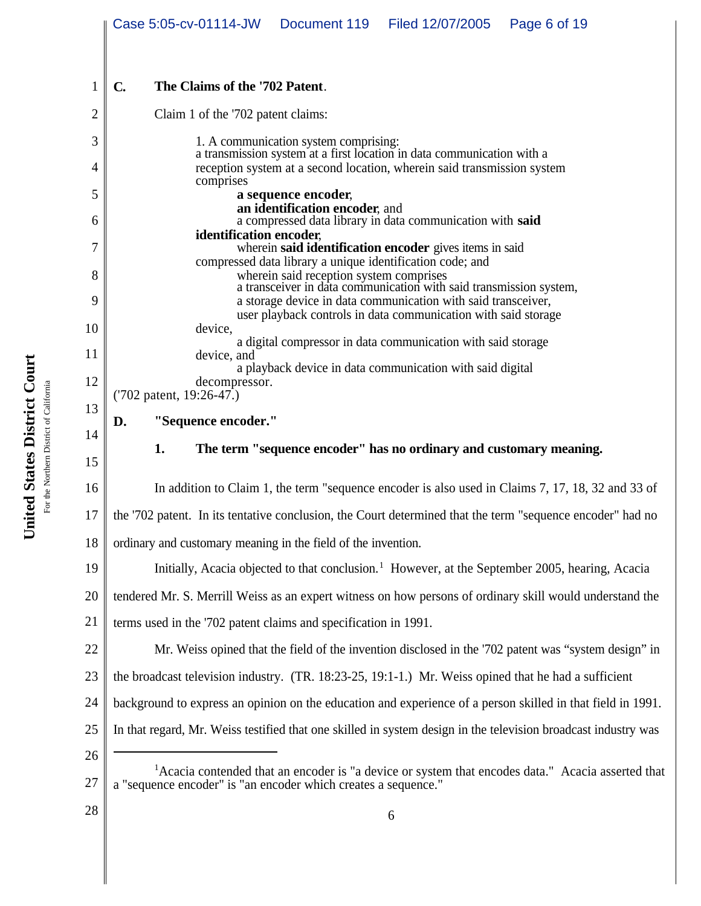### C. The Claims of the '702 Patent.

Claim 1 of the '702 patent claims:

> 1. A communication system comprising:
> a transmission system at a first location in data communication with a reception system at a second location, wherein said transmission system comprises
> **a sequence encoder**,
> **an identification encoder**, and
> a compressed data library in data communication with **said identification encoder**,
> wherein **said identification encoder** gives items in said compressed data library a unique identification code; and
> wherein said reception system comprises
> a transceiver in data communication with said transmission system,
> a storage device in data communication with said transceiver,
> user playback controls in data communication with said storage device,
> a digital compressor in data communication with said storage device, and
> a playback device in data communication with said digital decompressor.

('702 patent, 19:26-47.)

### D. "Sequence encoder."

#### 1. The term "sequence encoder" has no ordinary and customary meaning.

In addition to Claim 1, the term "sequence encoder is also used in Claims 7, 17, 18, 32 and 33 of the '702 patent. In its tentative conclusion, the Court determined that the term "sequence encoder" had no ordinary and customary meaning in the field of the invention.

Initially, Acacia objected to that conclusion.[1] However, at the September 2005, hearing, Acacia tendered Mr. S. Merrill Weiss as an expert witness on how persons of ordinary skill would understand the terms used in the '702 patent claims and specification in 1991.

Mr. Weiss opined that the field of the invention disclosed in the '702 patent was "system design" in the broadcast television industry. (TR. 18:23-25, 19:1-1.) Mr. Weiss opined that he had a sufficient background to express an opinion on the education and experience of a person skilled in that field in 1991. In that regard, Mr. Weiss testified that one skilled in system design in the television broadcast industry was

---

[1] Acacia contended that an encoder is "a device or system that encodes data." Acacia asserted that a "sequence encoder" is "an encoder which creates a sequence."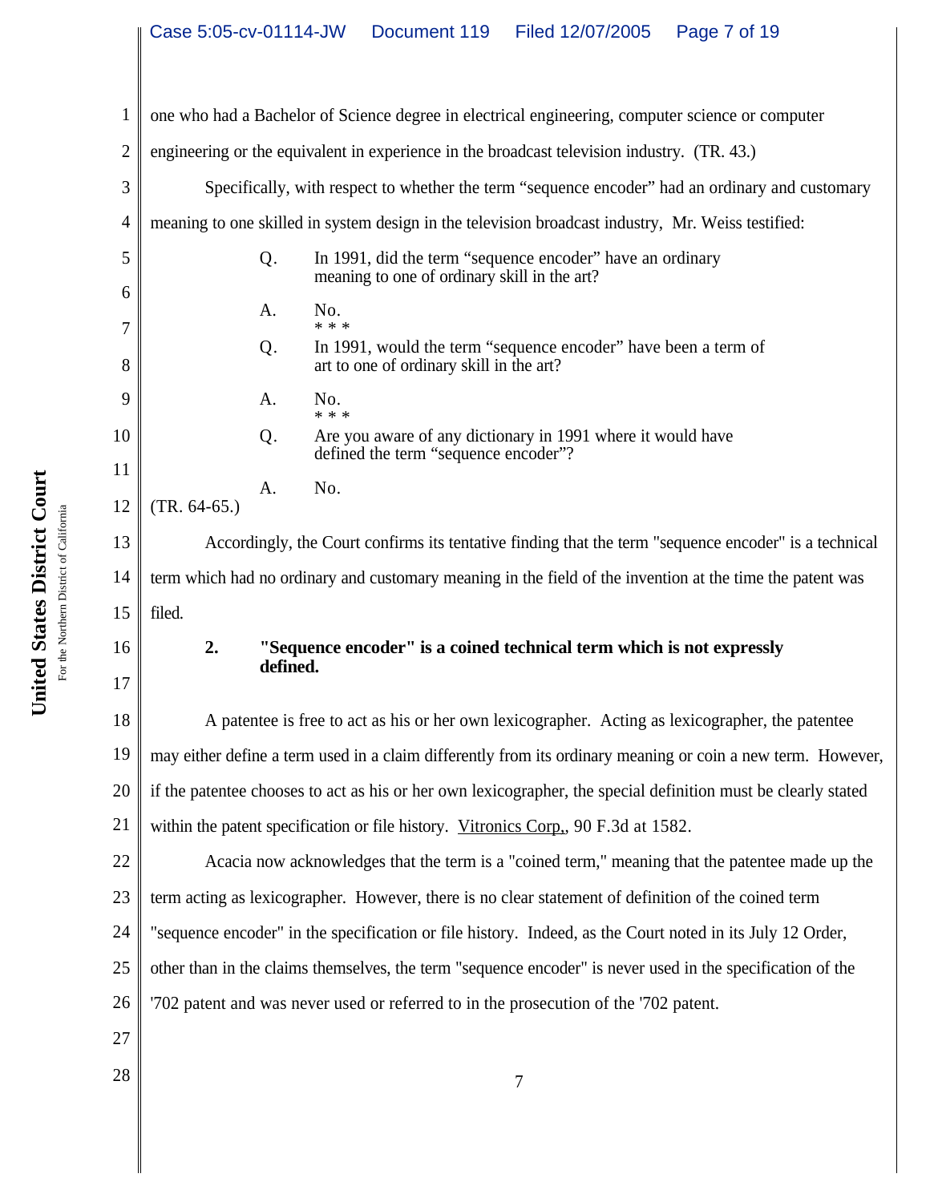one who had a Bachelor of Science degree in electrical engineering, computer science or computer engineering or the equivalent in experience in the broadcast television industry. (TR. 43.)

Specifically, with respect to whether the term "sequence encoder" had an ordinary and customary meaning to one skilled in system design in the television broadcast industry, Mr. Weiss testified:

> Q. In 1991, did the term "sequence encoder" have an ordinary meaning to one of ordinary skill in the art?
>
> A. No.
>
> \* \* \*
>
> Q. In 1991, would the term "sequence encoder" have been a term of art to one of ordinary skill in the art?
>
> A. No.
>
> \* \* \*
>
> Q. Are you aware of any dictionary in 1991 where it would have defined the term "sequence encoder"?
>
> A. No.

(TR. 64-65.)

Accordingly, the Court confirms its tentative finding that the term "sequence encoder" is a technical term which had no ordinary and customary meaning in the field of the invention at the time the patent was filed.

**2. "Sequence encoder" is a coined technical term which is not expressly defined.**

A patentee is free to act as his or her own lexicographer. Acting as lexicographer, the patentee may either define a term used in a claim differently from its ordinary meaning or coin a new term. However, if the patentee chooses to act as his or her own lexicographer, the special definition must be clearly stated within the patent specification or file history. Vitronics Corp., 90 F.3d at 1582.

Acacia now acknowledges that the term is a "coined term," meaning that the patentee made up the term acting as lexicographer. However, there is no clear statement of definition of the coined term "sequence encoder" in the specification or file history. Indeed, as the Court noted in its July 12 Order, other than in the claims themselves, the term "sequence encoder" is never used in the specification of the '702 patent and was never used or referred to in the prosecution of the '702 patent.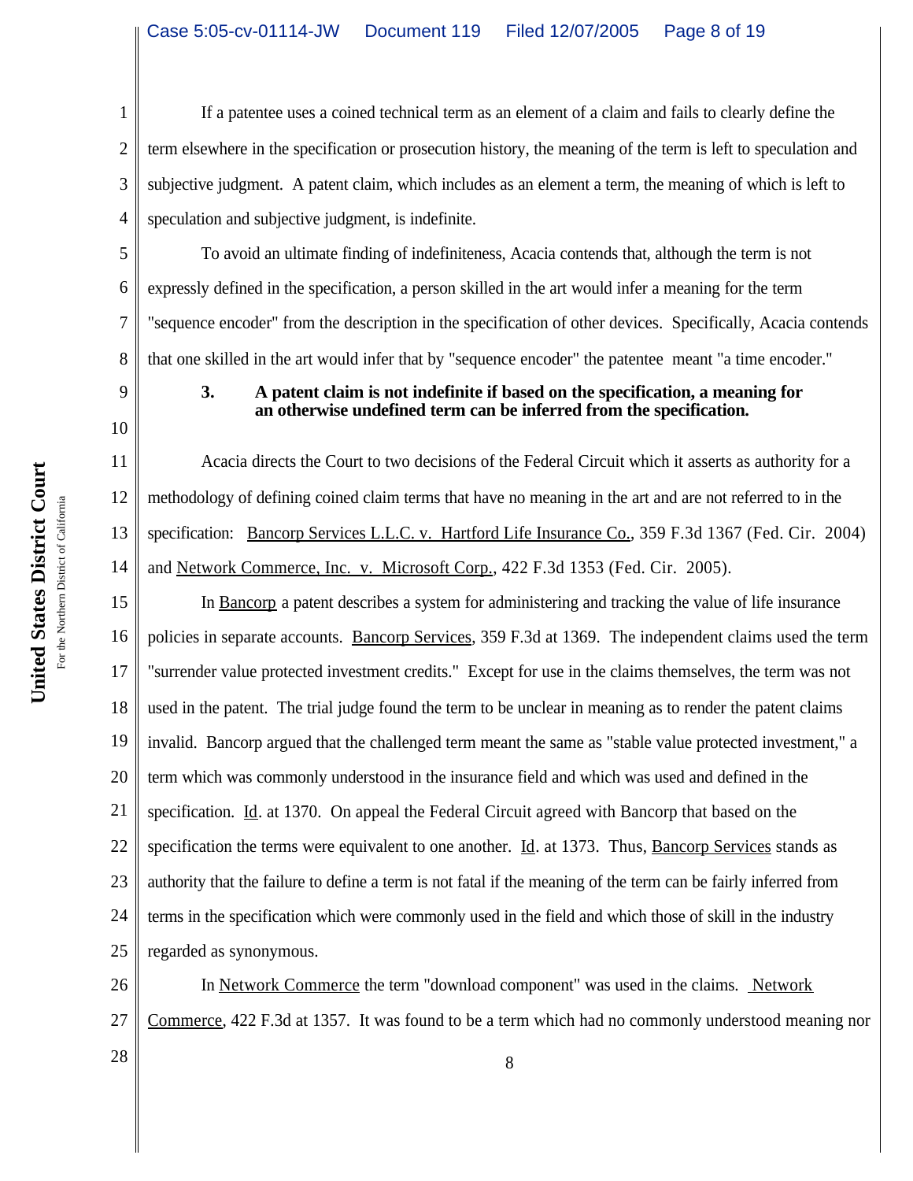If a patentee uses a coined technical term as an element of a claim and fails to clearly define the term elsewhere in the specification or prosecution history, the meaning of the term is left to speculation and subjective judgment. A patent claim, which includes as an element a term, the meaning of which is left to speculation and subjective judgment, is indefinite.

To avoid an ultimate finding of indefiniteness, Acacia contends that, although the term is not expressly defined in the specification, a person skilled in the art would infer a meaning for the term "sequence encoder" from the description in the specification of other devices. Specifically, Acacia contends that one skilled in the art would infer that by "sequence encoder" the patentee meant "a time encoder."

**3. A patent claim is not indefinite if based on the specification, a meaning for an otherwise undefined term can be inferred from the specification.**

Acacia directs the Court to two decisions of the Federal Circuit which it asserts as authority for a methodology of defining coined claim terms that have no meaning in the art and are not referred to in the specification: Bancorp Services L.L.C. v. Hartford Life Insurance Co., 359 F.3d 1367 (Fed. Cir. 2004) and Network Commerce, Inc. v. Microsoft Corp., 422 F.3d 1353 (Fed. Cir. 2005).

In Bancorp a patent describes a system for administering and tracking the value of life insurance policies in separate accounts. Bancorp Services, 359 F.3d at 1369. The independent claims used the term "surrender value protected investment credits." Except for use in the claims themselves, the term was not used in the patent. The trial judge found the term to be unclear in meaning as to render the patent claims invalid. Bancorp argued that the challenged term meant the same as "stable value protected investment," a term which was commonly understood in the insurance field and which was used and defined in the specification. Id. at 1370. On appeal the Federal Circuit agreed with Bancorp that based on the specification the terms were equivalent to one another. Id. at 1373. Thus, Bancorp Services stands as authority that the failure to define a term is not fatal if the meaning of the term can be fairly inferred from terms in the specification which were commonly used in the field and which those of skill in the industry regarded as synonymous.

In Network Commerce the term "download component" was used in the claims. Network Commerce, 422 F.3d at 1357. It was found to be a term which had no commonly understood meaning nor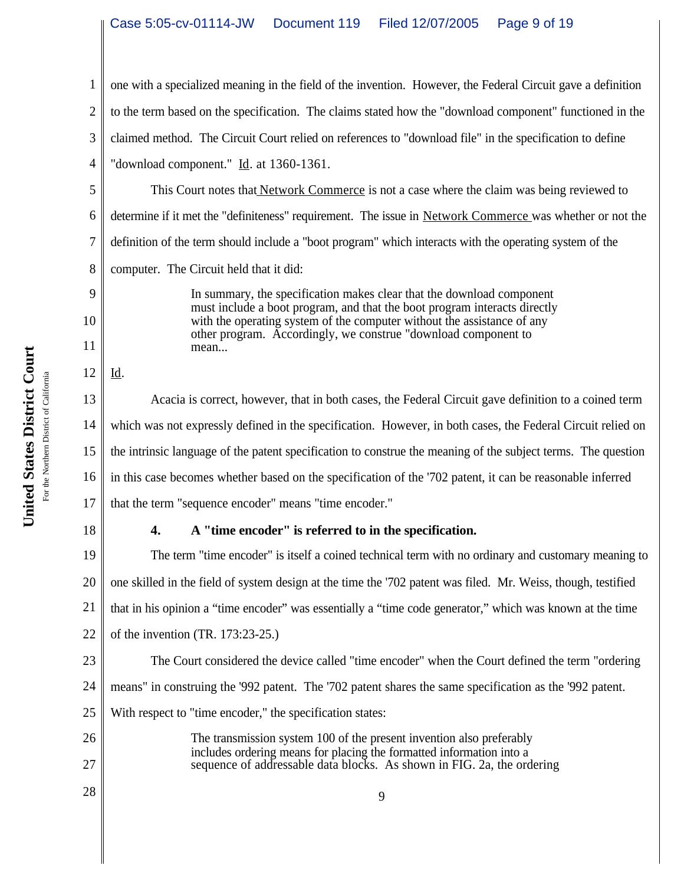one with a specialized meaning in the field of the invention. However, the Federal Circuit gave a definition to the term based on the specification. The claims stated how the "download component" functioned in the claimed method. The Circuit Court relied on references to "download file" in the specification to define "download component." Id. at 1360-1361.

This Court notes that Network Commerce is not a case where the claim was being reviewed to determine if it met the "definiteness" requirement. The issue in Network Commerce was whether or not the definition of the term should include a "boot program" which interacts with the operating system of the computer. The Circuit held that it did:

> In summary, the specification makes clear that the download component must include a boot program, and that the boot program interacts directly with the operating system of the computer without the assistance of any other program. Accordingly, we construe "download component to mean...

Id.

Acacia is correct, however, that in both cases, the Federal Circuit gave definition to a coined term which was not expressly defined in the specification. However, in both cases, the Federal Circuit relied on the intrinsic language of the patent specification to construe the meaning of the subject terms. The question in this case becomes whether based on the specification of the '702 patent, it can be reasonable inferred that the term "sequence encoder" means "time encoder."

**4. A "time encoder" is referred to in the specification.**

The term "time encoder" is itself a coined technical term with no ordinary and customary meaning to one skilled in the field of system design at the time the '702 patent was filed. Mr. Weiss, though, testified that in his opinion a “time encoder” was essentially a “time code generator,” which was known at the time of the invention (TR. 173:23-25.)

The Court considered the device called "time encoder" when the Court defined the term "ordering means" in construing the '992 patent. The '702 patent shares the same specification as the '992 patent. With respect to "time encoder," the specification states:

> The transmission system 100 of the present invention also preferably includes ordering means for placing the formatted information into a sequence of addressable data blocks. As shown in FIG. 2a, the ordering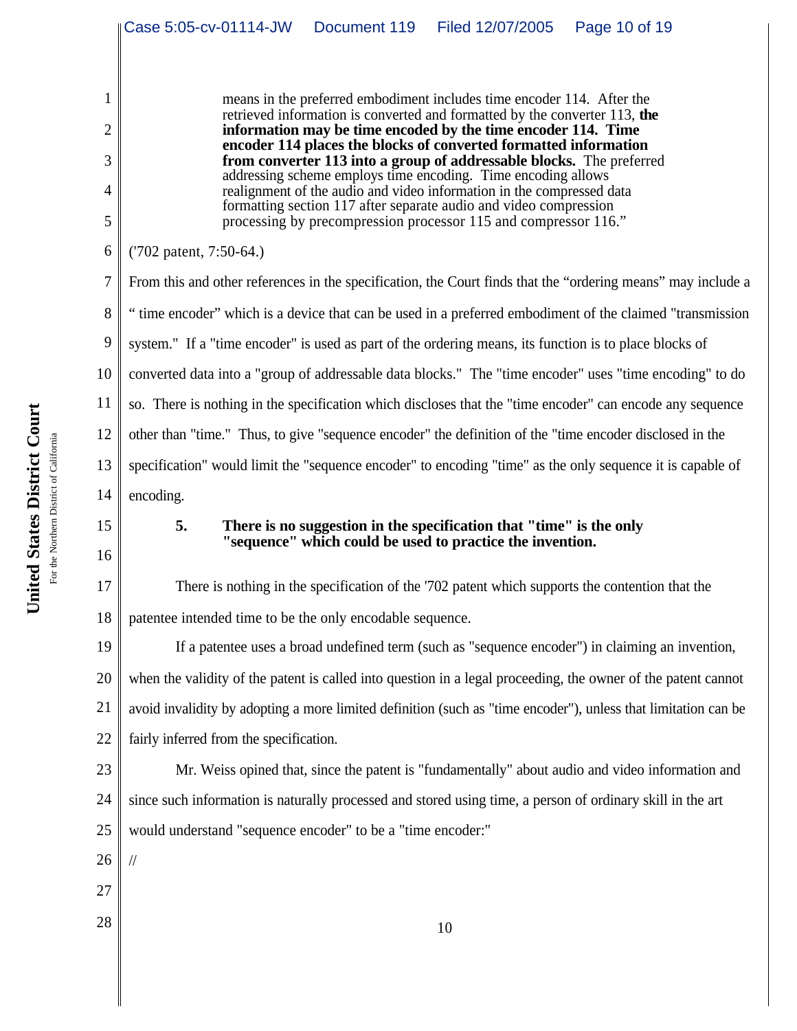> means in the preferred embodiment includes time encoder 114. After the retrieved information is converted and formatted by the converter 113, **the information may be time encoded by the time encoder 114. Time encoder 114 places the blocks of converted formatted information from converter 113 into a group of addressable blocks.** The preferred addressing scheme employs time encoding. Time encoding allows realignment of the audio and video information in the compressed data formatting section 117 after separate audio and video compression processing by precompression processor 115 and compressor 116."

('702 patent, 7:50-64.)

From this and other references in the specification, the Court finds that the "ordering means" may include a " time encoder" which is a device that can be used in a preferred embodiment of the claimed "transmission system." If a "time encoder" is used as part of the ordering means, its function is to place blocks of converted data into a "group of addressable data blocks." The "time encoder" uses "time encoding" to do so. There is nothing in the specification which discloses that the "time encoder" can encode any sequence other than "time." Thus, to give "sequence encoder" the definition of the "time encoder disclosed in the specification" would limit the "sequence encoder" to encoding "time" as the only sequence it is capable of encoding.

**5. There is no suggestion in the specification that "time" is the only "sequence" which could be used to practice the invention.**

There is nothing in the specification of the '702 patent which supports the contention that the patentee intended time to be the only encodable sequence.

If a patentee uses a broad undefined term (such as "sequence encoder") in claiming an invention, when the validity of the patent is called into question in a legal proceeding, the owner of the patent cannot avoid invalidity by adopting a more limited definition (such as "time encoder"), unless that limitation can be fairly inferred from the specification.

Mr. Weiss opined that, since the patent is "fundamentally" about audio and video information and since such information is naturally processed and stored using time, a person of ordinary skill in the art would understand "sequence encoder" to be a "time encoder:"

//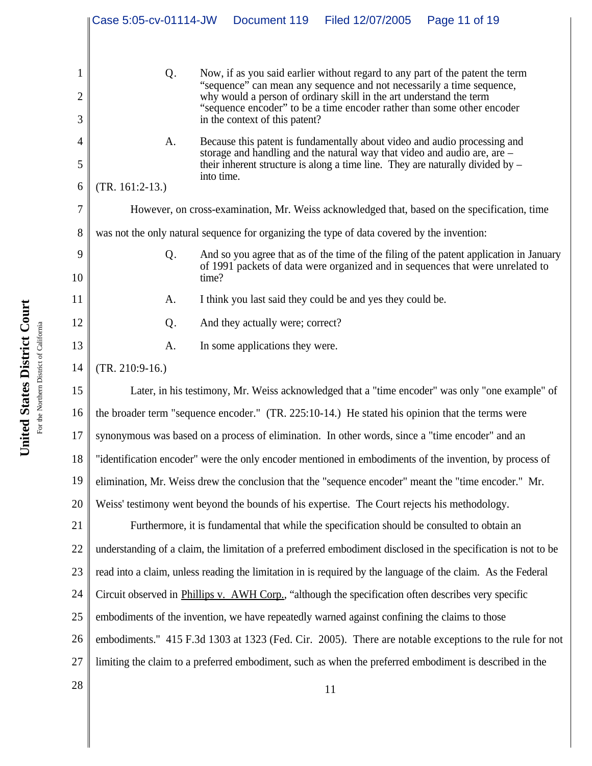> Q. Now, if as you said earlier without regard to any part of the patent the term "sequence" can mean any sequence and not necessarily a time sequence, why would a person of ordinary skill in the art understand the term "sequence encoder" to be a time encoder rather than some other encoder in the context of this patent?
>
> A. Because this patent is fundamentally about video and audio processing and storage and handling and the natural way that video and audio are, are – their inherent structure is along a time line. They are naturally divided by – into time.

(TR. 161:2-13.)

However, on cross-examination, Mr. Weiss acknowledged that, based on the specification, time was not the only natural sequence for organizing the type of data covered by the invention:

> Q. And so you agree that as of the time of the filing of the patent application in January of 1991 packets of data were organized and in sequences that were unrelated to time?
>
> A. I think you last said they could be and yes they could be.
>
> Q. And they actually were; correct?
>
> A. In some applications they were.

(TR. 210:9-16.)

Later, in his testimony, Mr. Weiss acknowledged that a "time encoder" was only "one example" of the broader term "sequence encoder." (TR. 225:10-14.) He stated his opinion that the terms were synonymous was based on a process of elimination. In other words, since a "time encoder" and an "identification encoder" were the only encoder mentioned in embodiments of the invention, by process of elimination, Mr. Weiss drew the conclusion that the "sequence encoder" meant the "time encoder." Mr. Weiss' testimony went beyond the bounds of his expertise. The Court rejects his methodology.

Furthermore, it is fundamental that while the specification should be consulted to obtain an understanding of a claim, the limitation of a preferred embodiment disclosed in the specification is not to be read into a claim, unless reading the limitation in is required by the language of the claim. As the Federal Circuit observed in Phillips v. AWH Corp., "although the specification often describes very specific embodiments of the invention, we have repeatedly warned against confining the claims to those embodiments." 415 F.3d 1303 at 1323 (Fed. Cir. 2005). There are notable exceptions to the rule for not limiting the claim to a preferred embodiment, such as when the preferred embodiment is described in the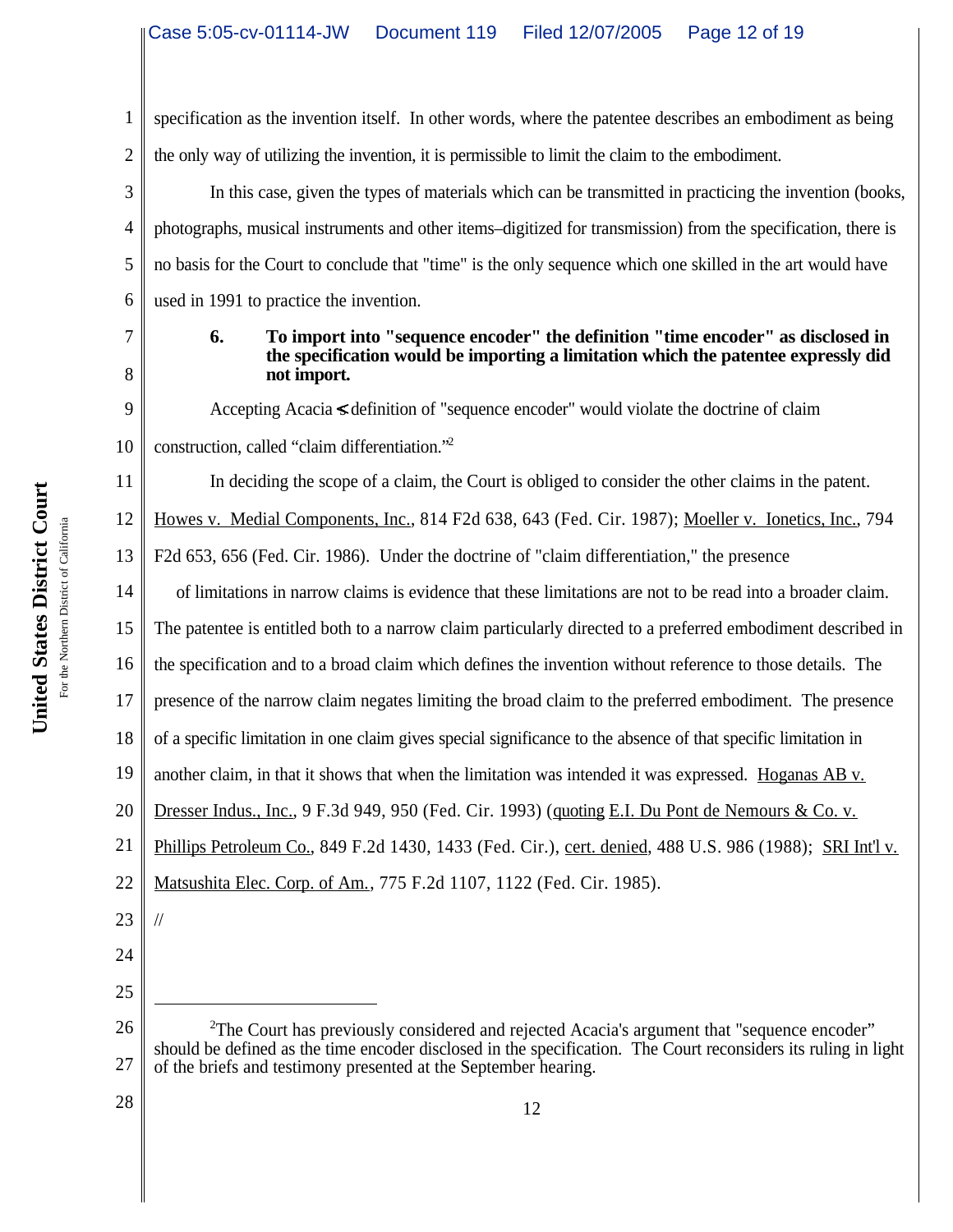specification as the invention itself. In other words, where the patentee describes an embodiment as being the only way of utilizing the invention, it is permissible to limit the claim to the embodiment.

In this case, given the types of materials which can be transmitted in practicing the invention (books, photographs, musical instruments and other items–digitized for transmission) from the specification, there is no basis for the Court to conclude that "time" is the only sequence which one skilled in the art would have used in 1991 to practice the invention.

**6. To import into "sequence encoder" the definition "time encoder" as disclosed in the specification would be importing a limitation which the patentee expressly did not import.**

Accepting Acacia<s definition of "sequence encoder" would violate the doctrine of claim construction, called "claim differentiation."[2]

In deciding the scope of a claim, the Court is obliged to consider the other claims in the patent. Howes v. Medial Components, Inc., 814 F2d 638, 643 (Fed. Cir. 1987); Moeller v. Ionetics, Inc., 794 F2d 653, 656 (Fed. Cir. 1986). Under the doctrine of "claim differentiation," the presence of limitations in narrow claims is evidence that these limitations are not to be read into a broader claim. The patentee is entitled both to a narrow claim particularly directed to a preferred embodiment described in the specification and to a broad claim which defines the invention without reference to those details. The presence of the narrow claim negates limiting the broad claim to the preferred embodiment. The presence of a specific limitation in one claim gives special significance to the absence of that specific limitation in another claim, in that it shows that when the limitation was intended it was expressed. Hoganas AB v. Dresser Indus., Inc., 9 F.3d 949, 950 (Fed. Cir. 1993) (quoting E.I. Du Pont de Nemours & Co. v. Phillips Petroleum Co., 849 F.2d 1430, 1433 (Fed. Cir.), cert. denied, 488 U.S. 986 (1988); SRI Int'l v. Matsushita Elec. Corp. of Am., 775 F.2d 1107, 1122 (Fed. Cir. 1985).

//

---

[2]The Court has previously considered and rejected Acacia's argument that "sequence encoder" should be defined as the time encoder disclosed in the specification. The Court reconsiders its ruling in light of the briefs and testimony presented at the September hearing.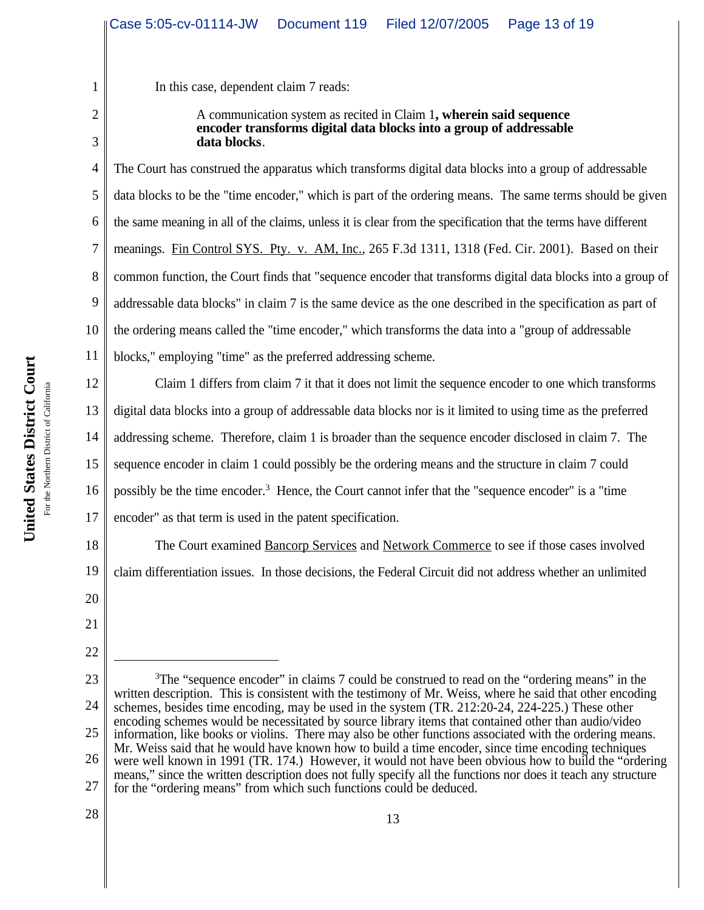In this case, dependent claim 7 reads:

> A communication system as recited in Claim 1**, wherein said sequence encoder transforms digital data blocks into a group of addressable data blocks**.

The Court has construed the apparatus which transforms digital data blocks into a group of addressable data blocks to be the "time encoder," which is part of the ordering means. The same terms should be given the same meaning in all of the claims, unless it is clear from the specification that the terms have different meanings. Fin Control SYS. Pty. v. AM, Inc., 265 F.3d 1311, 1318 (Fed. Cir. 2001). Based on their common function, the Court finds that "sequence encoder that transforms digital data blocks into a group of addressable data blocks" in claim 7 is the same device as the one described in the specification as part of the ordering means called the "time encoder," which transforms the data into a "group of addressable blocks," employing "time" as the preferred addressing scheme.

Claim 1 differs from claim 7 it that it does not limit the sequence encoder to one which transforms digital data blocks into a group of addressable data blocks nor is it limited to using time as the preferred addressing scheme. Therefore, claim 1 is broader than the sequence encoder disclosed in claim 7. The sequence encoder in claim 1 could possibly be the ordering means and the structure in claim 7 could possibly be the time encoder.[3] Hence, the Court cannot infer that the "sequence encoder" is a "time encoder" as that term is used in the patent specification.

The Court examined Bancorp Services and Network Commerce to see if those cases involved claim differentiation issues. In those decisions, the Federal Circuit did not address whether an unlimited

---

[3]The "sequence encoder" in claims 7 could be construed to read on the "ordering means" in the written description. This is consistent with the testimony of Mr. Weiss, where he said that other encoding schemes, besides time encoding, may be used in the system (TR. 212:20-24, 224-225.) These other encoding schemes would be necessitated by source library items that contained other than audio/video information, like books or violins. There may also be other functions associated with the ordering means. Mr. Weiss said that he would have known how to build a time encoder, since time encoding techniques were well known in 1991 (TR. 174.) However, it would not have been obvious how to build the "ordering means," since the written description does not fully specify all the functions nor does it teach any structure for the "ordering means" from which such functions could be deduced.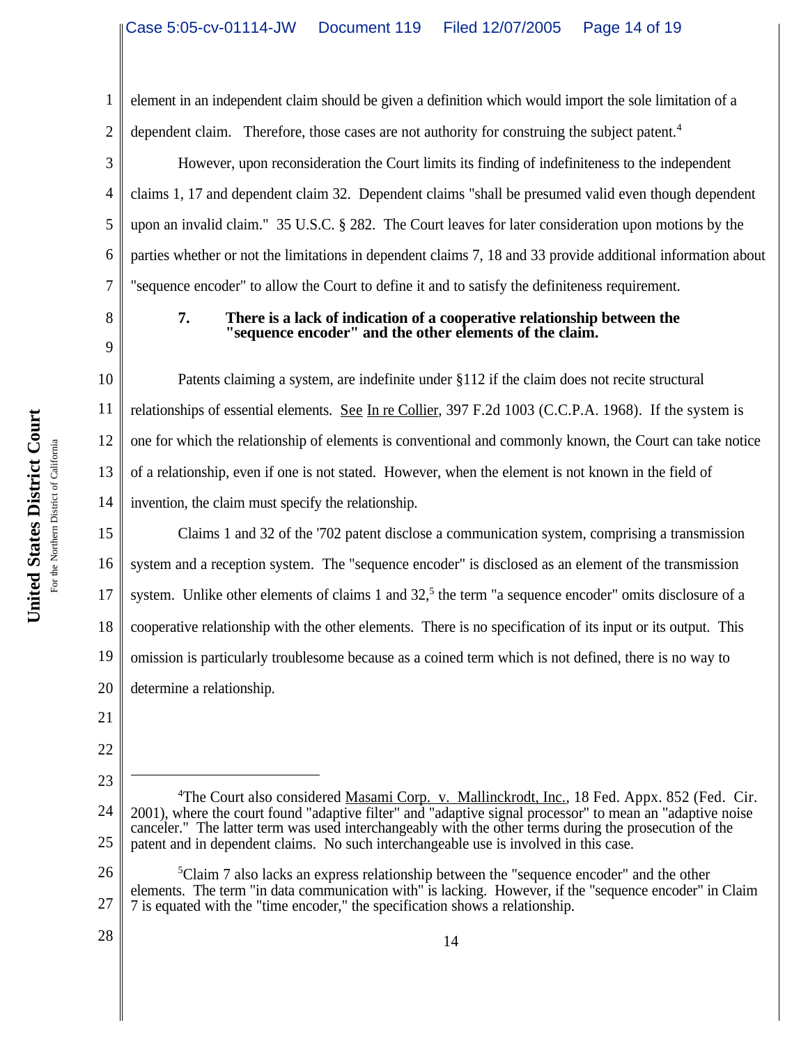element in an independent claim should be given a definition which would import the sole limitation of a dependent claim. Therefore, those cases are not authority for construing the subject patent.[4]

However, upon reconsideration the Court limits its finding of indefiniteness to the independent claims 1, 17 and dependent claim 32. Dependent claims "shall be presumed valid even though dependent upon an invalid claim." 35 U.S.C. § 282. The Court leaves for later consideration upon motions by the parties whether or not the limitations in dependent claims 7, 18 and 33 provide additional information about "sequence encoder" to allow the Court to define it and to satisfy the definiteness requirement.

**7. There is a lack of indication of a cooperative relationship between the "sequence encoder" and the other elements of the claim.**

Patents claiming a system, are indefinite under §112 if the claim does not recite structural relationships of essential elements. See In re Collier, 397 F.2d 1003 (C.C.P.A. 1968). If the system is one for which the relationship of elements is conventional and commonly known, the Court can take notice of a relationship, even if one is not stated. However, when the element is not known in the field of invention, the claim must specify the relationship.

Claims 1 and 32 of the '702 patent disclose a communication system, comprising a transmission system and a reception system. The "sequence encoder" is disclosed as an element of the transmission system. Unlike other elements of claims 1 and 32,[5] the term "a sequence encoder" omits disclosure of a cooperative relationship with the other elements. There is no specification of its input or its output. This omission is particularly troublesome because as a coined term which is not defined, there is no way to determine a relationship.

---

[4]The Court also considered Masami Corp. v. Mallinckrodt, Inc., 18 Fed. Appx. 852 (Fed. Cir. 2001), where the court found "adaptive filter" and "adaptive signal processor" to mean an "adaptive noise canceler." The latter term was used interchangeably with the other terms during the prosecution of the patent and in dependent claims. No such interchangeable use is involved in this case.

[5]Claim 7 also lacks an express relationship between the "sequence encoder" and the other elements. The term "in data communication with" is lacking. However, if the "sequence encoder" in Claim 7 is equated with the "time encoder," the specification shows a relationship.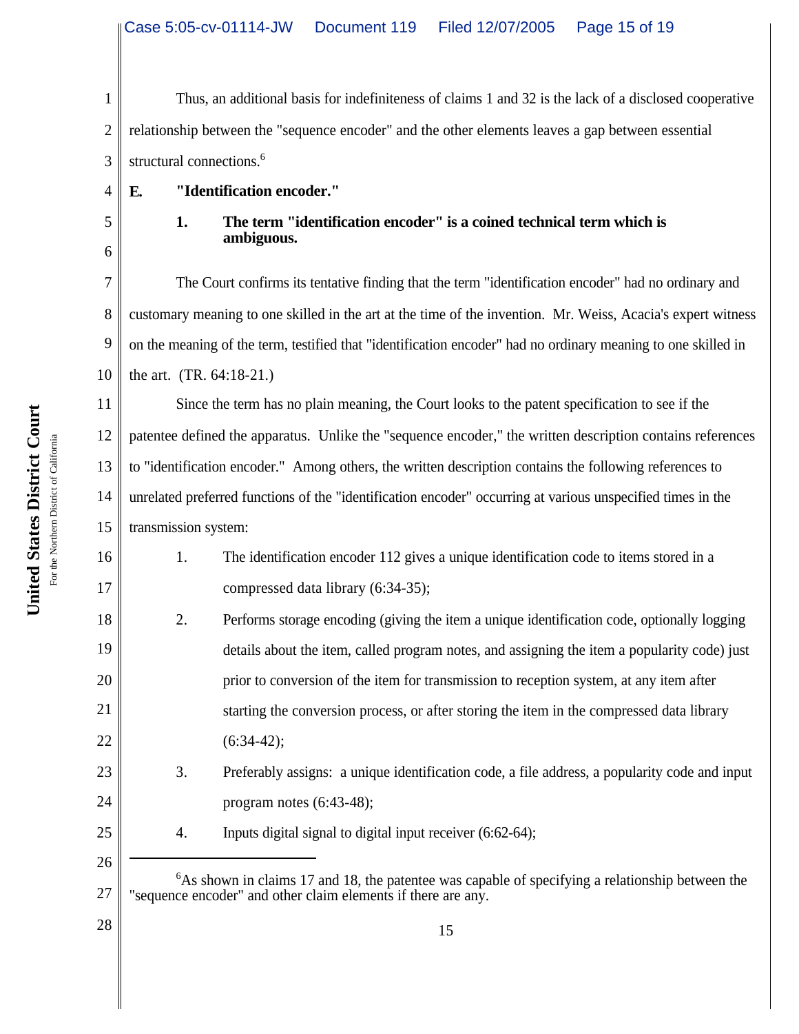Thus, an additional basis for indefiniteness of claims 1 and 32 is the lack of a disclosed cooperative relationship between the "sequence encoder" and the other elements leaves a gap between essential structural connections.[6]

**E. "Identification encoder."**

**1. The term "identification encoder" is a coined technical term which is ambiguous.**

The Court confirms its tentative finding that the term "identification encoder" had no ordinary and customary meaning to one skilled in the art at the time of the invention. Mr. Weiss, Acacia's expert witness on the meaning of the term, testified that "identification encoder" had no ordinary meaning to one skilled in the art. (TR. 64:18-21.)

Since the term has no plain meaning, the Court looks to the patent specification to see if the patentee defined the apparatus. Unlike the "sequence encoder," the written description contains references to "identification encoder." Among others, the written description contains the following references to unrelated preferred functions of the "identification encoder" occurring at various unspecified times in the transmission system:

1. The identification encoder 112 gives a unique identification code to items stored in a compressed data library (6:34-35);
2. Performs storage encoding (giving the item a unique identification code, optionally logging details about the item, called program notes, and assigning the item a popularity code) just prior to conversion of the item for transmission to reception system, at any item after starting the conversion process, or after storing the item in the compressed data library (6:34-42);
3. Preferably assigns: a unique identification code, a file address, a popularity code and input program notes (6:43-48);
4. Inputs digital signal to digital input receiver (6:62-64);

---

[6] As shown in claims 17 and 18, the patentee was capable of specifying a relationship between the "sequence encoder" and other claim elements if there are any.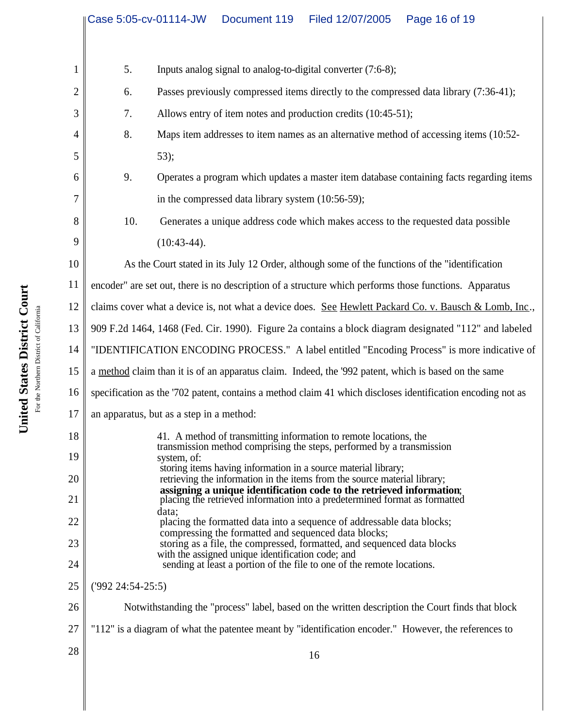5. Inputs analog signal to analog-to-digital converter (7:6-8);

6. Passes previously compressed items directly to the compressed data library (7:36-41);

7. Allows entry of item notes and production credits (10:45-51);

8. Maps item addresses to item names as an alternative method of accessing items (10:52-53);

9. Operates a program which updates a master item database containing facts regarding items in the compressed data library system (10:56-59);

10. Generates a unique address code which makes access to the requested data possible (10:43-44).

As the Court stated in its July 12 Order, although some of the functions of the "identification encoder" are set out, there is no description of a structure which performs those functions. Apparatus claims cover what a device is, not what a device does. See Hewlett Packard Co. v. Bausch & Lomb, Inc., 909 F.2d 1464, 1468 (Fed. Cir. 1990). Figure 2a contains a block diagram designated "112" and labeled "IDENTIFICATION ENCODING PROCESS." A label entitled "Encoding Process" is more indicative of a method claim than it is of an apparatus claim. Indeed, the '992 patent, which is based on the same specification as the '702 patent, contains a method claim 41 which discloses identification encoding not as an apparatus, but as a step in a method:

> 41. A method of transmitting information to remote locations, the transmission method comprising the steps, performed by a transmission system, of:
> storing items having information in a source material library;
> retrieving the information in the items from the source material library;
> **assigning a unique identification code to the retrieved information**;
> placing the retrieved information into a predetermined format as formatted data;
> placing the formatted data into a sequence of addressable data blocks;
> compressing the formatted and sequenced data blocks;
> storing as a file, the compressed, formatted, and sequenced data blocks with the assigned unique identification code; and
> sending at least a portion of the file to one of the remote locations.

('992 24:54-25:5)

Notwithstanding the "process" label, based on the written description the Court finds that block "112" is a diagram of what the patentee meant by "identification encoder." However, the references to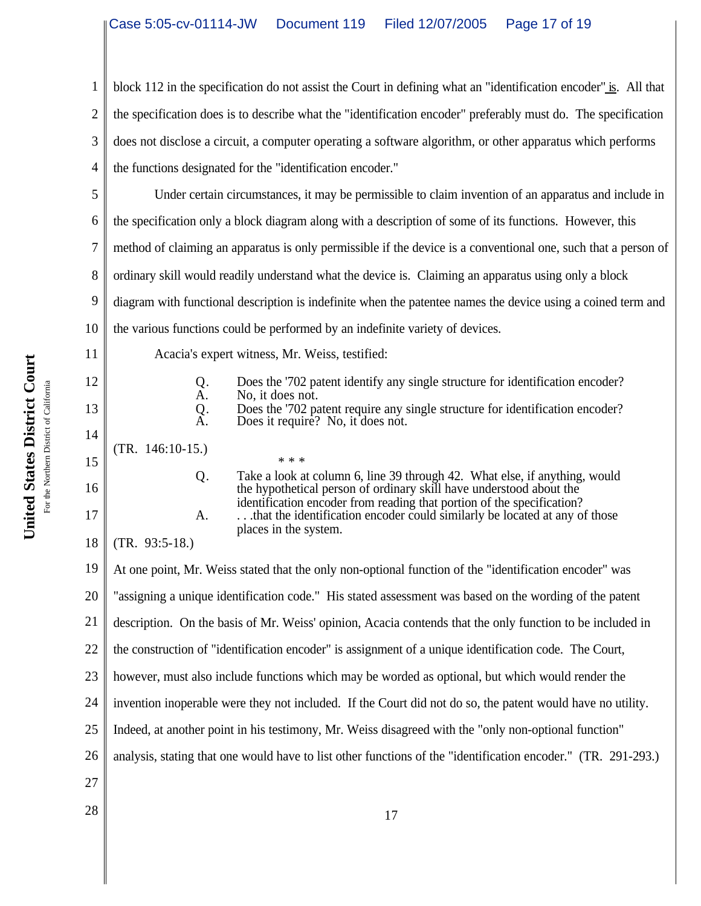block 112 in the specification do not assist the Court in defining what an "identification encoder" is. All that the specification does is to describe what the "identification encoder" preferably must do. The specification does not disclose a circuit, a computer operating a software algorithm, or other apparatus which performs the functions designated for the "identification encoder."

Under certain circumstances, it may be permissible to claim invention of an apparatus and include in the specification only a block diagram along with a description of some of its functions. However, this method of claiming an apparatus is only permissible if the device is a conventional one, such that a person of ordinary skill would readily understand what the device is. Claiming an apparatus using only a block diagram with functional description is indefinite when the patentee names the device using a coined term and the various functions could be performed by an indefinite variety of devices.

Acacia's expert witness, Mr. Weiss, testified:

> Q. Does the '702 patent identify any single structure for identification encoder?
> A. No, it does not.
> Q. Does the '702 patent require any single structure for identification encoder?
> A. Does it require? No, it does not.

(TR. 146:10-15.)

\* \* \*

> Q. Take a look at column 6, line 39 through 42. What else, if anything, would the hypothetical person of ordinary skill have understood about the identification encoder from reading that portion of the specification?
> A. . . .that the identification encoder could similarly be located at any of those places in the system.

(TR. 93:5-18.)

At one point, Mr. Weiss stated that the only non-optional function of the "identification encoder" was "assigning a unique identification code." His stated assessment was based on the wording of the patent description. On the basis of Mr. Weiss' opinion, Acacia contends that the only function to be included in the construction of "identification encoder" is assignment of a unique identification code. The Court, however, must also include functions which may be worded as optional, but which would render the invention inoperable were they not included. If the Court did not do so, the patent would have no utility. Indeed, at another point in his testimony, Mr. Weiss disagreed with the "only non-optional function" analysis, stating that one would have to list other functions of the "identification encoder." (TR. 291-293.)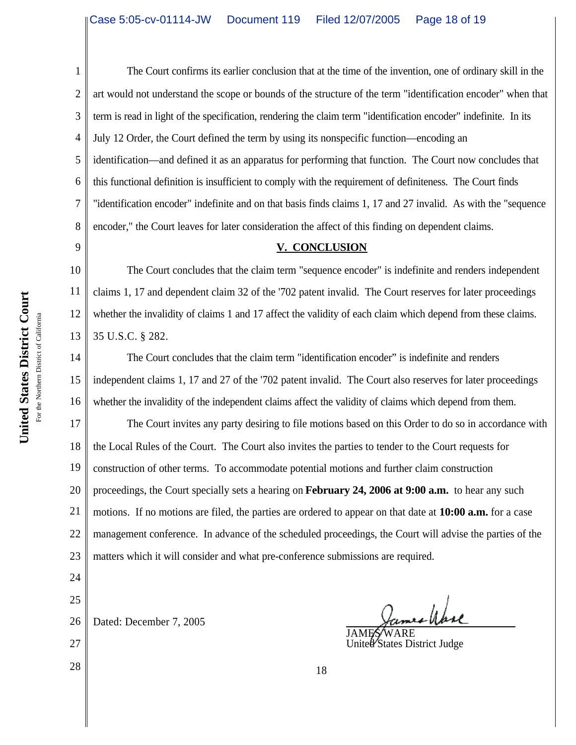The Court confirms its earlier conclusion that at the time of the invention, one of ordinary skill in the art would not understand the scope or bounds of the structure of the term "identification encoder" when that term is read in light of the specification, rendering the claim term "identification encoder" indefinite. In its July 12 Order, the Court defined the term by using its nonspecific function—encoding an identification—and defined it as an apparatus for performing that function. The Court now concludes that this functional definition is insufficient to comply with the requirement of definiteness. The Court finds "identification encoder" indefinite and on that basis finds claims 1, 17 and 27 invalid. As with the "sequence encoder," the Court leaves for later consideration the affect of this finding on dependent claims.

## V. CONCLUSION

The Court concludes that the claim term "sequence encoder" is indefinite and renders independent claims 1, 17 and dependent claim 32 of the '702 patent invalid. The Court reserves for later proceedings whether the invalidity of claims 1 and 17 affect the validity of each claim which depend from these claims. 35 U.S.C. § 282.

The Court concludes that the claim term "identification encoder" is indefinite and renders independent claims 1, 17 and 27 of the '702 patent invalid. The Court also reserves for later proceedings whether the invalidity of the independent claims affect the validity of claims which depend from them.

The Court invites any party desiring to file motions based on this Order to do so in accordance with the Local Rules of the Court. The Court also invites the parties to tender to the Court requests for construction of other terms. To accommodate potential motions and further claim construction proceedings, the Court specially sets a hearing on **February 24, 2006 at 9:00 a.m.** to hear any such motions. If no motions are filed, the parties are ordered to appear on that date at **10:00 a.m.** for a case management conference. In advance of the scheduled proceedings, the Court will advise the parties of the matters which it will consider and what pre-conference submissions are required.

Dated: December 7, 2005

JAMES WARE
United States District Judge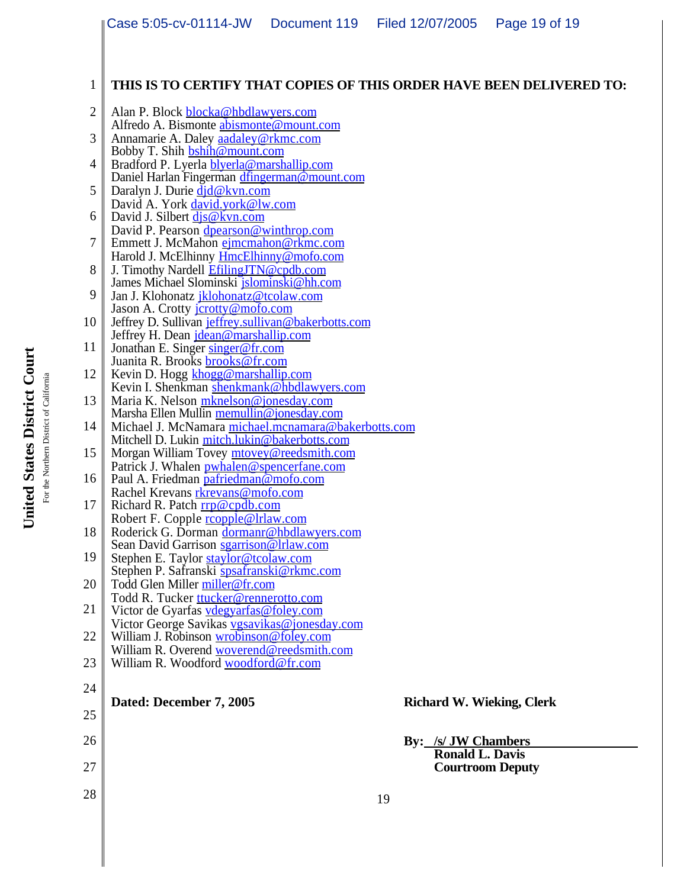**THIS IS TO CERTIFY THAT COPIES OF THIS ORDER HAVE BEEN DELIVERED TO:**

Alan P. Block blocka@hbdlawyers.com
Alfredo A. Bismonte abismonte@mount.com
Annamarie A. Daley aadaley@rkmc.com
Bobby T. Shih bshih@mount.com
Bradford P. Lyerla blyerla@marshallip.com
Daniel Harlan Fingerman dfingerman@mount.com
Daralyn J. Durie djd@kvn.com
David A. York david.york@lw.com
David J. Silbert djs@kvn.com
David P. Pearson dpearson@winthrop.com
Emmett J. McMahon ejmcmahon@rkmc.com
Harold J. McElhinny HmcElhinny@mofo.com
J. Timothy Nardell EfilingJTN@cpdb.com
James Michael Slominski jslominski@hh.com
Jan J. Klohonatz jklohonatz@tcolaw.com
Jason A. Crotty jcrotty@mofo.com
Jeffrey D. Sullivan jeffrey.sullivan@bakerbotts.com
Jeffrey H. Dean jdean@marshallip.com
Jonathan E. Singer singer@fr.com
Juanita R. Brooks brooks@fr.com
Kevin D. Hogg khogg@marshallip.com
Kevin I. Shenkman shenkmank@hbdlawyers.com
Maria K. Nelson mknelson@jonesday.com
Marsha Ellen Mullin memullin@jonesday.com
Michael J. McNamara michael.mcnamara@bakerbotts.com
Mitchell D. Lukin mitch.lukin@bakerbotts.com
Morgan William Tovey mtovey@reedsmith.com
Patrick J. Whalen pwhalen@spencerfane.com
Paul A. Friedman pafriedman@mofo.com
Rachel Krevans rkrevans@mofo.com
Richard R. Patch rrp@cpdb.com
Robert F. Copple rcopple@lrlaw.com
Roderick G. Dorman dormanr@hbdlawyers.com
Sean David Garrison sgarrison@lrlaw.com
Stephen E. Taylor staylor@tcolaw.com
Stephen P. Safranski spsafranski@rkmc.com
Todd Glen Miller miller@fr.com
Todd R. Tucker ttucker@rennerotto.com
Victor de Gyarfas vdegyarfas@foley.com
Victor George Savikas vgsavikas@jonesday.com
William J. Robinson wrobinson@foley.com
William R. Overend woverend@reedsmith.com
William R. Woodford woodford@fr.com

**Dated: December 7, 2005**

**Richard W. Wieking, Clerk**

**By: /s/ JW Chambers**
**Ronald L. Davis**
**Courtroom Deputy**